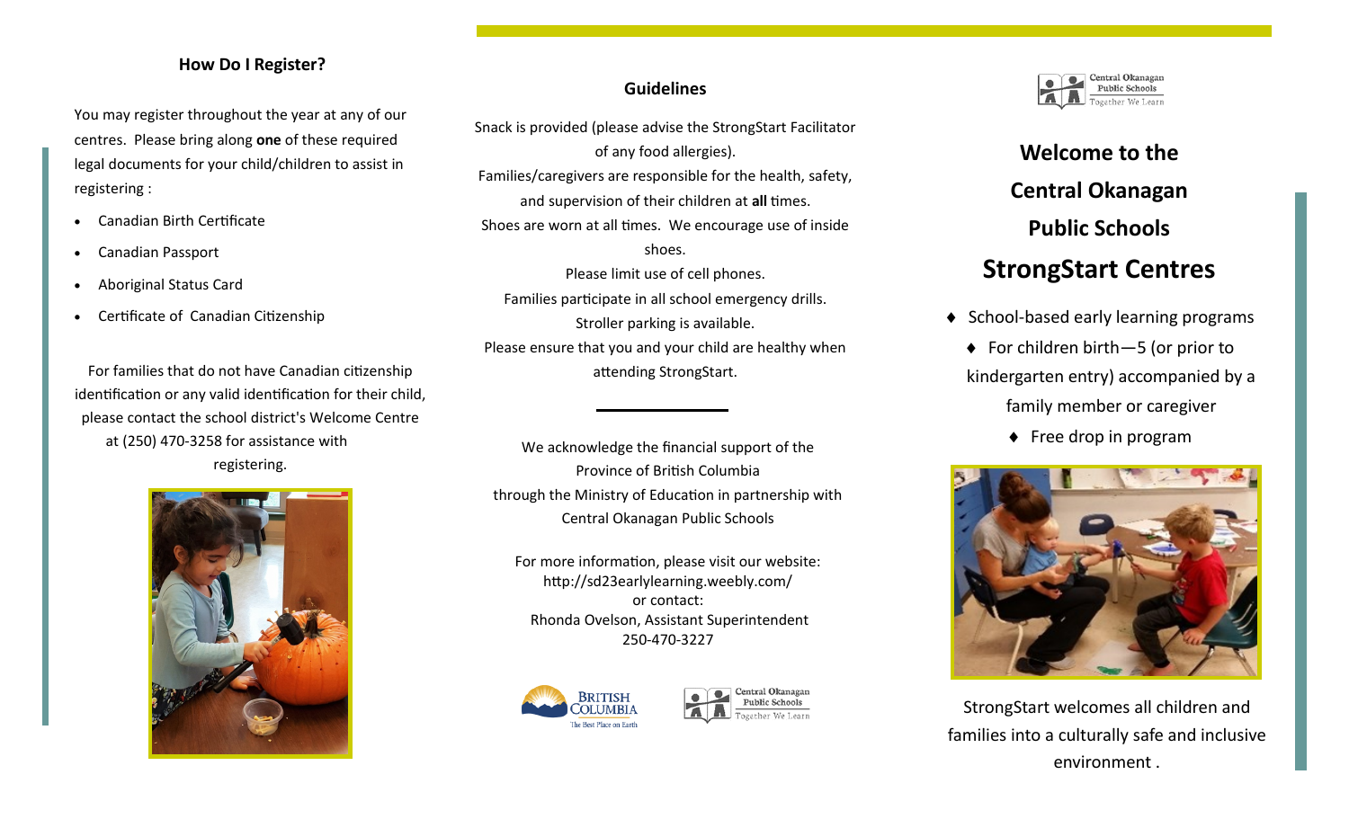## How Do I Register?

You may register throughout the year at any of our centres. Please bring along **one** of these required legal documents for your child/children to assist in registering :

- Canadian Birth Certificate
- Canadian Passport
- Aboriginal Status Card
- Certificate of Canadian Citizenship

For families that do not have Canadian citizenship identification or any valid identification for their child, please contact the school district's Welcome Centre at (250) 470-3258 for assistance with registering.

## Guidelines

Snack is provided (please advise the StrongStart Facilitator of any food allergies).

Families/caregivers are responsible for the health, safety, and supervision of their children at **all** times.

Shoes are worn at all times. We encourage use of inside shoes.

Please limit use of cell phones.

Families participate in all school emergency drills.

Stroller parking is available.

Please ensure that you and your child are healthy when attending StrongStart.

---

We acknowledge the financial support of the Province of British Columbia through the Ministry of Education in partnership with Central Okanagan Public Schools

For more information, please visit our website:
http://sd23earlylearning.weebly.com/
or contact:
Rhonda Ovelson, Assistant Superintendent
250-470-3227

British Columbia — The Best Place on Earth

Central Okanagan Public Schools — Together We Learn

Central Okanagan Public Schools — Together We Learn

# Welcome to the Central Okanagan Public Schools

# StrongStart Centres

- School-based early learning programs
- For children birth—5 (or prior to kindergarten entry) accompanied by a family member or caregiver
- Free drop in program

StrongStart welcomes all children and families into a culturally safe and inclusive environment .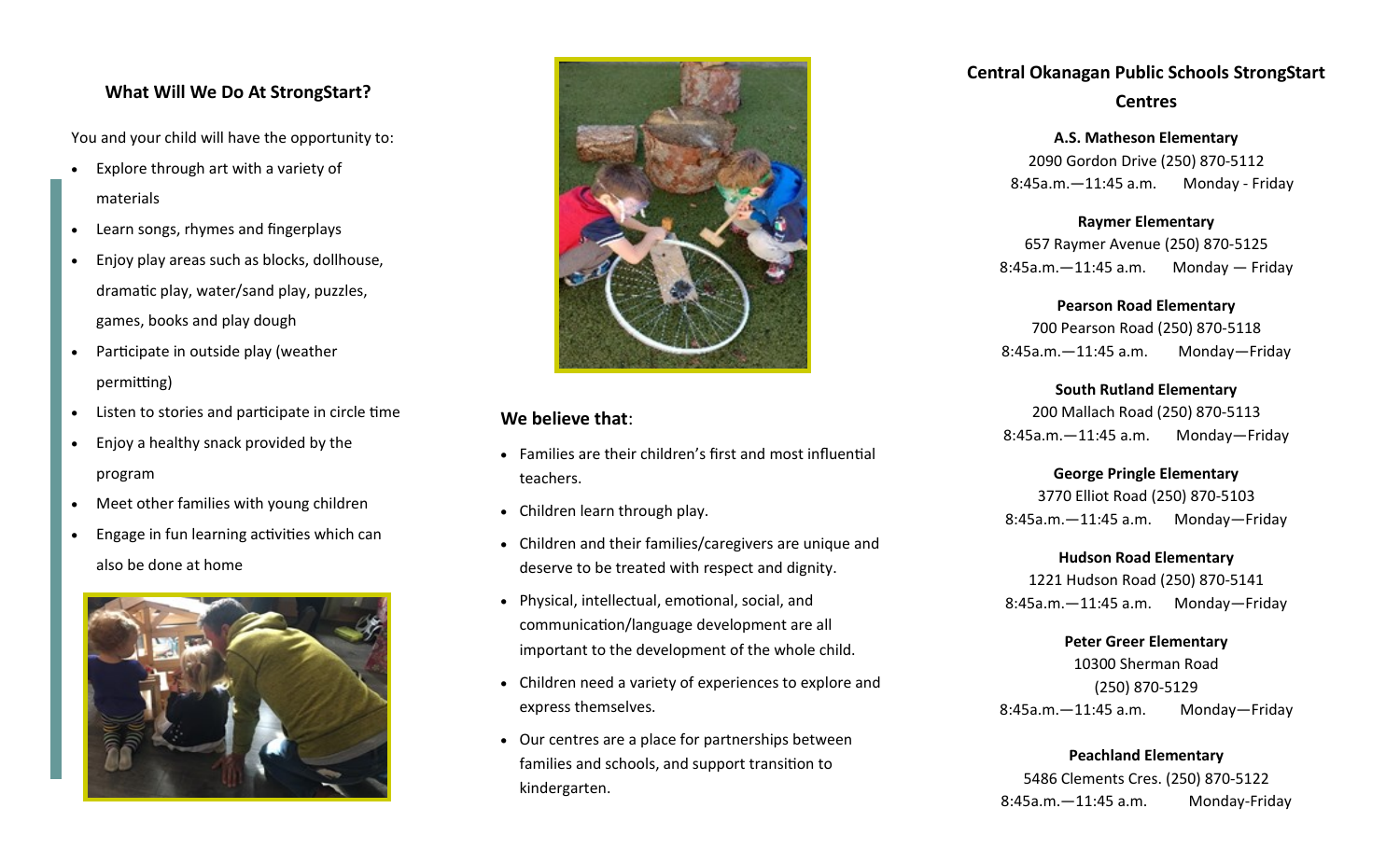### What Will We Do At StrongStart?

You and your child will have the opportunity to:

- Explore through art with a variety of materials
- Learn songs, rhymes and fingerplays
- Enjoy play areas such as blocks, dollhouse, dramatic play, water/sand play, puzzles, games, books and play dough
- Participate in outside play (weather permitting)
- Listen to stories and participate in circle time
- Enjoy a healthy snack provided by the program
- Meet other families with young children
- Engage in fun learning activities which can also be done at home

### We believe that:

- Families are their children's first and most influential teachers.
- Children learn through play.
- Children and their families/caregivers are unique and deserve to be treated with respect and dignity.
- Physical, intellectual, emotional, social, and communication/language development are all important to the development of the whole child.
- Children need a variety of experiences to explore and express themselves.
- Our centres are a place for partnerships between families and schools, and support transition to kindergarten.

### Central Okanagan Public Schools StrongStart Centres

**A.S. Matheson Elementary**
2090 Gordon Drive (250) 870-5112
8:45a.m.—11:45 a.m. Monday - Friday

**Raymer Elementary**
657 Raymer Avenue (250) 870-5125
8:45a.m.—11:45 a.m. Monday — Friday

**Pearson Road Elementary**
700 Pearson Road (250) 870-5118
8:45a.m.—11:45 a.m. Monday—Friday

**South Rutland Elementary**
200 Mallach Road (250) 870-5113
8:45a.m.—11:45 a.m. Monday—Friday

**George Pringle Elementary**
3770 Elliot Road (250) 870-5103
8:45a.m.—11:45 a.m. Monday—Friday

**Hudson Road Elementary**
1221 Hudson Road (250) 870-5141
8:45a.m.—11:45 a.m. Monday—Friday

**Peter Greer Elementary**
10300 Sherman Road
(250) 870-5129
8:45a.m.—11:45 a.m. Monday—Friday

**Peachland Elementary**
5486 Clements Cres. (250) 870-5122
8:45a.m.—11:45 a.m. Monday-Friday